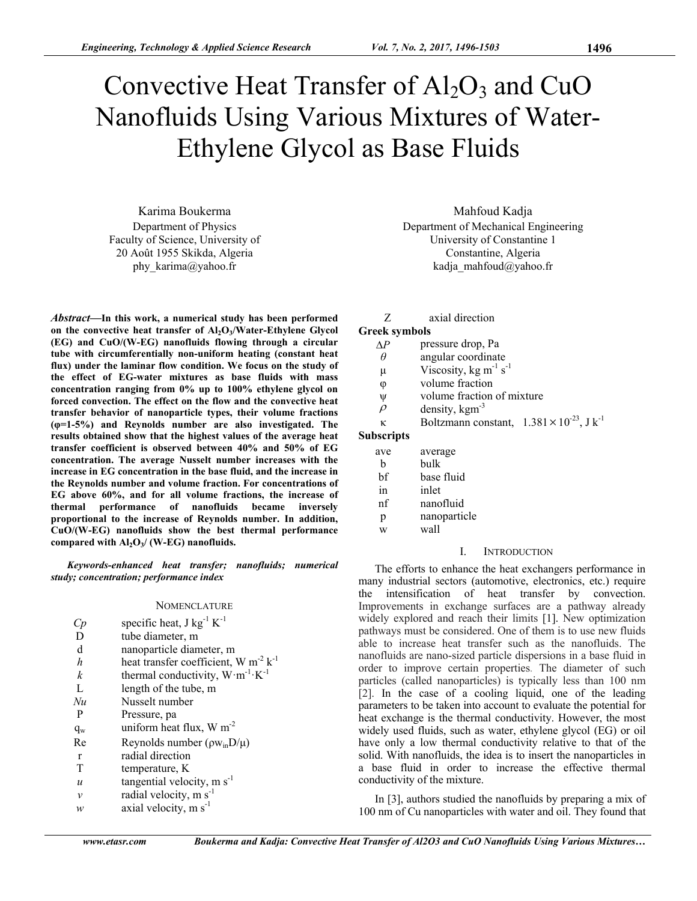# Convective Heat Transfer of $Al_2O_3$ and CuO Nanofluids Using Various Mixtures of Water-Ethylene Glycol as Base Fluids

Karima Boukerma
Department of Physics
Faculty of Science, University of 20 Août 1955 Skikda, Algeria
phy_karima@yahoo.fr

Mahfoud Kadja
Department of Mechanical Engineering
University of Constantine 1
Constantine, Algeria
kadja_mahfoud@yahoo.fr

***Abstract*—In this work, a numerical study has been performed on the convective heat transfer of $Al_2O_3$/Water-Ethylene Glycol (EG) and CuO/(W-EG) nanofluids flowing through a circular tube with circumferentially non-uniform heating (constant heat flux) under the laminar flow condition. We focus on the study of the effect of EG-water mixtures as base fluids with mass concentration ranging from 0% up to 100% ethylene glycol on forced convection. The effect on the flow and the convective heat transfer behavior of nanoparticle types, their volume fractions (φ=1-5%) and Reynolds number are also investigated. The results obtained show that the highest values of the average heat transfer coefficient is observed between 40% and 50% of EG concentration. The average Nusselt number increases with the increase in EG concentration in the base fluid, and the increase in the Reynolds number and volume fraction. For concentrations of EG above 60%, and for all volume fractions, the increase of thermal performance of nanofluids became inversely proportional to the increase of Reynolds number. In addition, CuO/(W-EG) nanofluids show the best thermal performance compared with $Al_2O_3$/ (W-EG) nanofluids.**

***Keywords-enhanced heat transfer; nanofluids; numerical study; concentration; performance index***

## NOMENCLATURE

| | |
|---|---|
| $Cp$ | specific heat, J kg$^{-1}$ K$^{-1}$ |
| D | tube diameter, m |
| d | nanoparticle diameter, m |
| $h$ | heat transfer coefficient, W m$^{-2}$ k$^{-1}$ |
| $k$ | thermal conductivity, W·m$^{-1}$·K$^{-1}$ |
| L | length of the tube, m |
| $Nu$ | Nusselt number |
| P | Pressure, pa |
| $q_w$ | uniform heat flux, W m$^{-2}$ |
| Re | Reynolds number ($\rho w_{in} D/\mu$) |
| r | radial direction |
| T | temperature, K |
| $u$ | tangential velocity, m s$^{-1}$ |
| $v$ | radial velocity, m s$^{-1}$ |
| $w$ | axial velocity, m s$^{-1}$ |
| Z | axial direction |

**Greek symbols**

| | |
|---|---|
| $\Delta P$ | pressure drop, Pa |
| $\theta$ | angular coordinate |
| $\mu$ | Viscosity, kg m$^{-1}$ s$^{-1}$ |
| $\varphi$ | volume fraction |
| $\psi$ | volume fraction of mixture |
| $\rho$ | density, kgm$^{-3}$ |
| $\kappa$ | Boltzmann constant, $1.381 \times 10^{-23}$, J k$^{-1}$ |

**Subscripts**

| | |
|---|---|
| ave | average |
| b | bulk |
| bf | base fluid |
| in | inlet |
| nf | nanofluid |
| p | nanoparticle |
| w | wall |

## I. INTRODUCTION

The efforts to enhance the heat exchangers performance in many industrial sectors (automotive, electronics, etc.) require the intensification of heat transfer by convection. Improvements in exchange surfaces are a pathway already widely explored and reach their limits [1]. New optimization pathways must be considered. One of them is to use new fluids able to increase heat transfer such as the nanofluids. The nanofluids are nano-sized particle dispersions in a base fluid in order to improve certain properties. The diameter of such particles (called nanoparticles) is typically less than 100 nm [2]. In the case of a cooling liquid, one of the leading parameters to be taken into account to evaluate the potential for heat exchange is the thermal conductivity. However, the most widely used fluids, such as water, ethylene glycol (EG) or oil have only a low thermal conductivity relative to that of the solid. With nanofluids, the idea is to insert the nanoparticles in a base fluid in order to increase the effective thermal conductivity of the mixture.

In [3], authors studied the nanofluids by preparing a mix of 100 nm of Cu nanoparticles with water and oil. They found that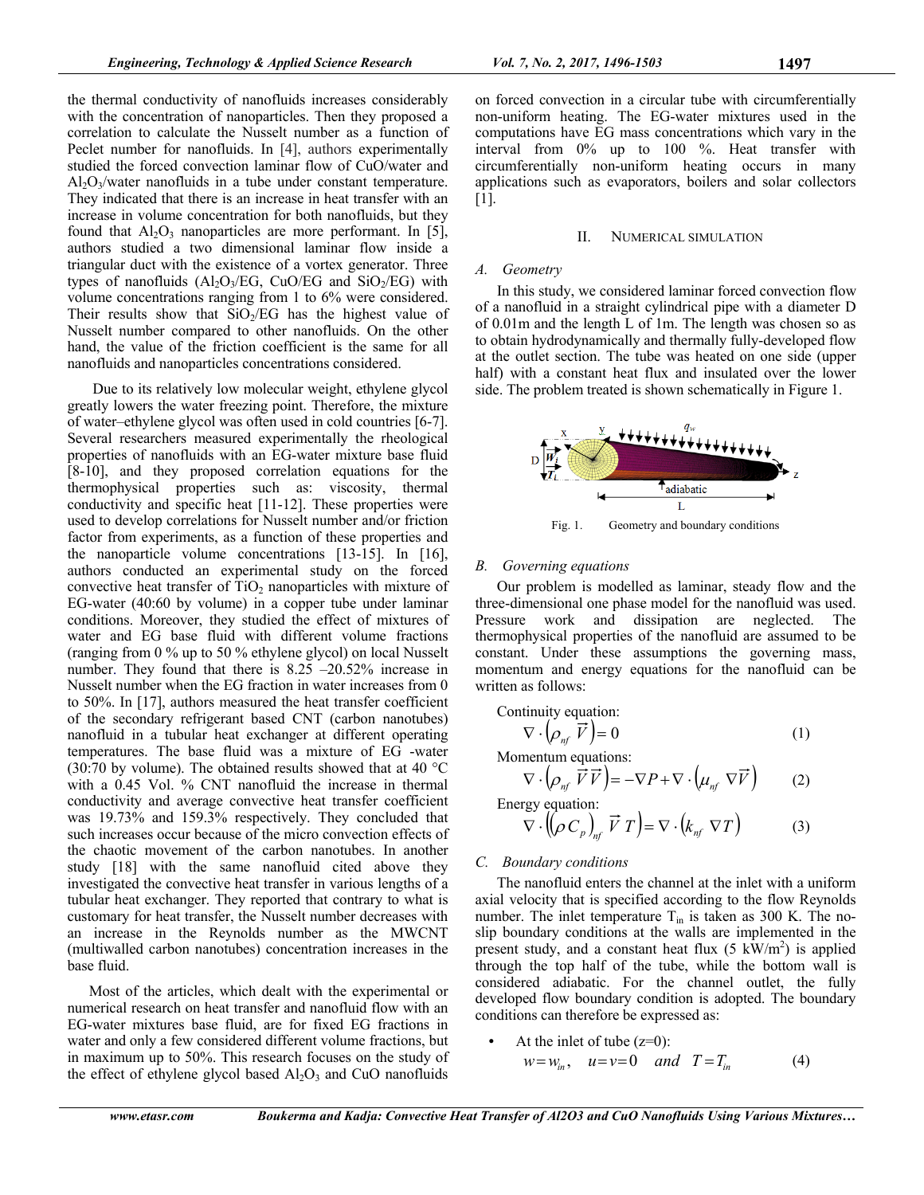the thermal conductivity of nanofluids increases considerably with the concentration of nanoparticles. Then they proposed a correlation to calculate the Nusselt number as a function of Peclet number for nanofluids. In [4], authors experimentally studied the forced convection laminar flow of CuO/water and $Al_2O_3$/water nanofluids in a tube under constant temperature. They indicated that there is an increase in heat transfer with an increase in volume concentration for both nanofluids, but they found that $Al_2O_3$ nanoparticles are more performant. In [5], authors studied a two dimensional laminar flow inside a triangular duct with the existence of a vortex generator. Three types of nanofluids ($Al_2O_3$/EG, CuO/EG and $SiO_2$/EG) with volume concentrations ranging from 1 to 6% were considered. Their results show that $SiO_2$/EG has the highest value of Nusselt number compared to other nanofluids. On the other hand, the value of the friction coefficient is the same for all nanofluids and nanoparticles concentrations considered.

Due to its relatively low molecular weight, ethylene glycol greatly lowers the water freezing point. Therefore, the mixture of water–ethylene glycol was often used in cold countries [6-7]. Several researchers measured experimentally the rheological properties of nanofluids with an EG-water mixture base fluid [8-10], and they proposed correlation equations for the thermophysical properties such as: viscosity, thermal conductivity and specific heat [11-12]. These properties were used to develop correlations for Nusselt number and/or friction factor from experiments, as a function of these properties and the nanoparticle volume concentrations [13-15]. In [16], authors conducted an experimental study on the forced convective heat transfer of $TiO_2$ nanoparticles with mixture of EG-water (40:60 by volume) in a copper tube under laminar conditions. Moreover, they studied the effect of mixtures of water and EG base fluid with different volume fractions (ranging from 0 % up to 50 % ethylene glycol) on local Nusselt number. They found that there is 8.25 –20.52% increase in Nusselt number when the EG fraction in water increases from 0 to 50%. In [17], authors measured the heat transfer coefficient of the secondary refrigerant based CNT (carbon nanotubes) nanofluid in a tubular heat exchanger at different operating temperatures. The base fluid was a mixture of EG -water (30:70 by volume). The obtained results showed that at 40 °C with a 0.45 Vol. % CNT nanofluid the increase in thermal conductivity and average convective heat transfer coefficient was 19.73% and 159.3% respectively. They concluded that such increases occur because of the micro convection effects of the chaotic movement of the carbon nanotubes. In another study [18] with the same nanofluid cited above they investigated the convective heat transfer in various lengths of a tubular heat exchanger. They reported that contrary to what is customary for heat transfer, the Nusselt number decreases with an increase in the Reynolds number as the MWCNT (multiwalled carbon nanotubes) concentration increases in the base fluid.

Most of the articles, which dealt with the experimental or numerical research on heat transfer and nanofluid flow with an EG-water mixtures base fluid, are for fixed EG fractions in water and only a few considered different volume fractions, but in maximum up to 50%. This research focuses on the study of the effect of ethylene glycol based $Al_2O_3$ and CuO nanofluids on forced convection in a circular tube with circumferentially non-uniform heating. The EG-water mixtures used in the computations have EG mass concentrations which vary in the interval from 0% up to 100 %. Heat transfer with circumferentially non-uniform heating occurs in many applications such as evaporators, boilers and solar collectors [1].

## II. Numerical Simulation

### A. Geometry

In this study, we considered laminar forced convection flow of a nanofluid in a straight cylindrical pipe with a diameter D of 0.01m and the length L of 1m. The length was chosen so as to obtain hydrodynamically and thermally fully-developed flow at the outlet section. The tube was heated on one side (upper half) with a constant heat flux and insulated over the lower side. The problem treated is shown schematically in Figure 1.

Fig. 1. Geometry and boundary conditions

### B. Governing equations

Our problem is modelled as laminar, steady flow and the three-dimensional one phase model for the nanofluid was used. Pressure work and dissipation are neglected. The thermophysical properties of the nanofluid are assumed to be constant. Under these assumptions the governing mass, momentum and energy equations for the nanofluid can be written as follows:

Continuity equation:

$$\nabla \cdot \left(\rho_{nf}\ \vec{V}\right) = 0 \tag{1}$$

Momentum equations:

$$\nabla \cdot \left(\rho_{nf}\ \vec{V}\vec{V}\right) = -\nabla P + \nabla \cdot \left(\mu_{nf}\ \nabla \vec{V}\right) \tag{2}$$

Energy equation:

$$\nabla \cdot \left(\left(\rho C_p\right)_{nf}\ \vec{V}\ T\right) = \nabla \cdot \left(k_{nf}\ \nabla T\right) \tag{3}$$

### C. Boundary conditions

The nanofluid enters the channel at the inlet with a uniform axial velocity that is specified according to the flow Reynolds number. The inlet temperature $T_{in}$ is taken as 300 K. The no-slip boundary conditions at the walls are implemented in the present study, and a constant heat flux (5 kW/m$^2$) is applied through the top half of the tube, while the bottom wall is considered adiabatic. For the channel outlet, the fully developed flow boundary condition is adopted. The boundary conditions can therefore be expressed as:

- At the inlet of tube (z=0):

$$w = w_{in}, \quad u = v = 0 \quad and \quad T = T_{in} \tag{4}$$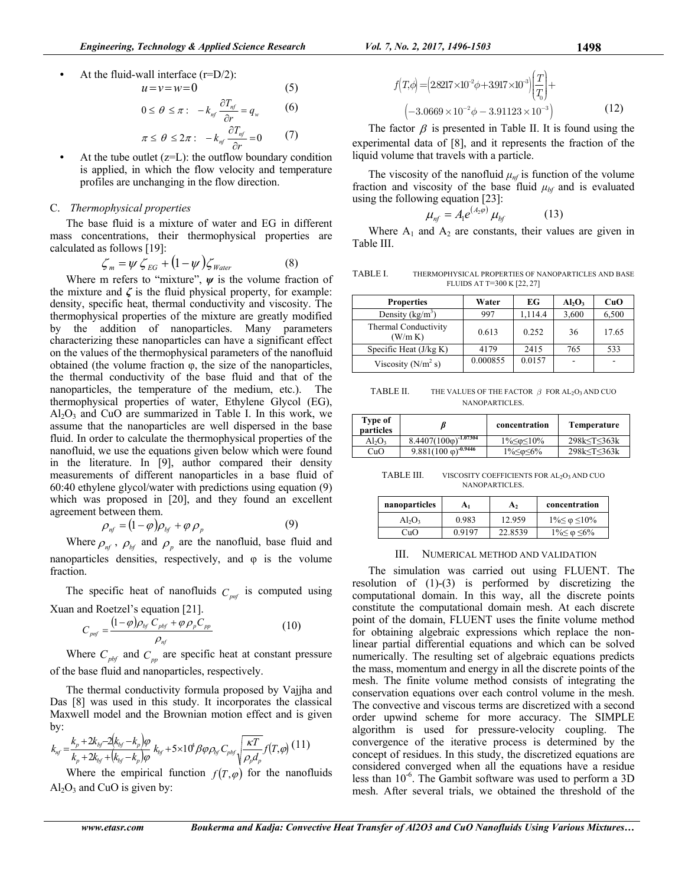- At the fluid-wall interface (r=D/2):

$$u = v = w = 0 \quad (5)$$

$$0 \le \theta \le \pi: \quad -k_{nf}\frac{\partial T_{nf}}{\partial r} = q_w \quad (6)$$

$$\pi \le \theta \le 2\pi: \quad -k_{nf}\frac{\partial T_{nf}}{\partial r} = 0 \quad (7)$$

- At the tube outlet (z=L): the outflow boundary condition is applied, in which the flow velocity and temperature profiles are unchanging in the flow direction.

### C. *Thermophysical properties*

The base fluid is a mixture of water and EG in different mass concentrations, their thermophysical properties are calculated as follows [19]:

$$\zeta_m = \psi\,\zeta_{EG} + (1-\psi)\zeta_{Water} \quad (8)$$

Where m refers to "mixture", $\psi$ is the volume fraction of the mixture and $\zeta$ is the fluid physical property, for example: density, specific heat, thermal conductivity and viscosity. The thermophysical properties of the mixture are greatly modified by the addition of nanoparticles. Many parameters characterizing these nanoparticles can have a significant effect on the values of the thermophysical parameters of the nanofluid obtained (the volume fraction φ, the size of the nanoparticles, the thermal conductivity of the base fluid and that of the nanoparticles, the temperature of the medium, etc.). The thermophysical properties of water, Ethylene Glycol (EG), $Al_2O_3$ and CuO are summarized in Table I. In this work, we assume that the nanoparticles are well dispersed in the base fluid. In order to calculate the thermophysical properties of the nanofluid, we use the equations given below which were found in the literature. In [9], author compared their density measurements of different nanoparticles in a base fluid of 60:40 ethylene glycol/water with predictions using equation (9) which was proposed in [20], and they found an excellent agreement between them.

$$\rho_{nf} = (1-\varphi)\rho_{bf} + \varphi\,\rho_p \quad (9)$$

Where $\rho_{nf}$, $\rho_{bf}$ and $\rho_p$ are the nanofluid, base fluid and nanoparticles densities, respectively, and φ is the volume fraction.

The specific heat of nanofluids $C_{pnf}$ is computed using Xuan and Roetzel's equation [21].

$$C_{pnf} = \frac{(1-\varphi)\rho_{bf}\,C_{pbf} + \varphi\,\rho_p C_{pp}}{\rho_{nf}} \quad (10)$$

Where $C_{pbf}$ and $C_{pp}$ are specific heat at constant pressure of the base fluid and nanoparticles, respectively.

The thermal conductivity formula proposed by Vajjha and Das [8] was used in this study. It incorporates the classical Maxwell model and the Brownian motion effect and is given by:

$$k_{nf} = \frac{k_p + 2k_{bf} - 2(k_{bf}-k_p)\varphi}{k_p + 2k_{bf} + (k_{bf}-k_p)\varphi}\,k_{bf} + 5\times10^4\beta\varphi\rho_{bf}C_{pbf}\sqrt{\frac{\kappa T}{\rho_p d_p}}\,f(T,\varphi) \quad (11)$$

Where the empirical function $f(T,\varphi)$ for the nanofluids $Al_2O_3$ and CuO is given by:

$$f(T,\phi) = \left(2.8217\times10^{-2}\phi + 3.917\times10^{-3}\right)\left(\frac{T}{T_0}\right) + \left(-3.0669\times10^{-2}\phi - 3.91123\times10^{-3}\right) \quad (12)$$

The factor $\beta$ is presented in Table II. It is found using the experimental data of [8], and it represents the fraction of the liquid volume that travels with a particle.

The viscosity of the nanofluid $\mu_{nf}$ is function of the volume fraction and viscosity of the base fluid $\mu_{bf}$ and is evaluated using the following equation [23]:

$$\mu_{nf} = A_1 e^{(A_2\varphi)}\,\mu_{bf} \quad (13)$$

Where $A_1$ and $A_2$ are constants, their values are given in Table III.

TABLE I. THERMOPHYSICAL PROPERTIES OF NANOPARTICLES AND BASE FLUIDS AT T=300 K [22, 27]

| Properties | Water | EG | $Al_2O_3$ | CuO |
|---|---|---|---|---|
| Density ($kg/m^3$) | 997 | 1,114.4 | 3,600 | 6,500 |
| Thermal Conductivity (W/m K) | 0.613 | 0.252 | 36 | 17.65 |
| Specific Heat (J/kg K) | 4179 | 2415 | 765 | 533 |
| Viscosity ($N/m^2$ s) | 0.000855 | 0.0157 | - | - |

TABLE II. THE VALUES OF THE FACTOR $\beta$ FOR $AL_2O_3$ AND CUO NANOPARTICLES.

| Type of particles | $\beta$ | concentration | Temperature |
|---|---|---|---|
| $Al_2O_3$ | $8.4407(100\varphi)^{-1.07304}$ | 1%≤φ≤10% | 298k≤T≤363k |
| CuO | $9.881(100\,\varphi)^{-0.9446}$ | 1%≤φ≤6% | 298k≤T≤363k |

TABLE III. VISCOSITY COEFFICIENTS FOR $AL_2O_3$ AND CUO NANOPARTICLES.

| nanoparticles | $A_1$ | $A_2$ | concentration |
|---|---|---|---|
| $Al_2O_3$ | 0.983 | 12.959 | 1%≤ φ ≤10% |
| CuO | 0.9197 | 22.8539 | 1%≤ φ ≤6% |

## III. NUMERICAL METHOD AND VALIDATION

The simulation was carried out using FLUENT. The resolution of (1)-(3) is performed by discretizing the computational domain. In this way, all the discrete points constitute the computational domain mesh. At each discrete point of the domain, FLUENT uses the finite volume method for obtaining algebraic expressions which replace the non-linear partial differential equations and which can be solved numerically. The resulting set of algebraic equations predicts the mass, momentum and energy in all the discrete points of the mesh. The finite volume method consists of integrating the conservation equations over each control volume in the mesh. The convective and viscous terms are discretized with a second order upwind scheme for more accuracy. The SIMPLE algorithm is used for pressure-velocity coupling. The convergence of the iterative process is determined by the concept of residues. In this study, the discretized equations are considered converged when all the equations have a residue less than $10^{-6}$. The Gambit software was used to perform a 3D mesh. After several trials, we obtained the threshold of the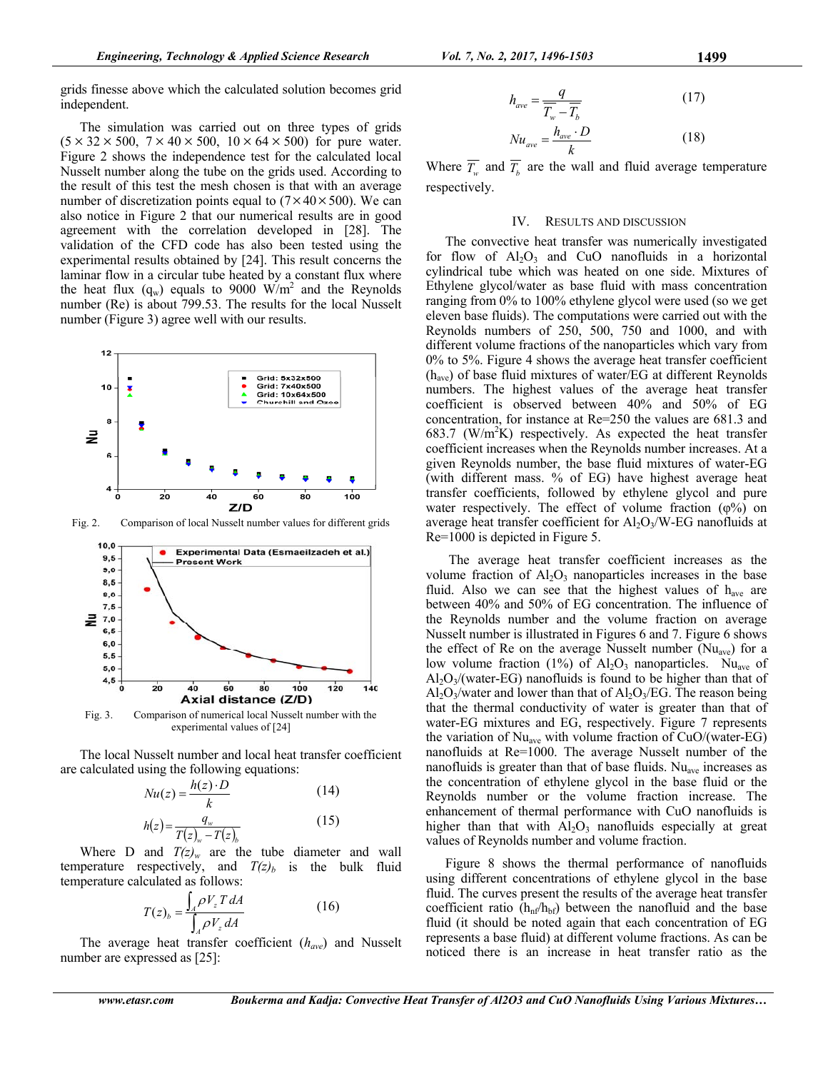grids finesse above which the calculated solution becomes grid independent.

The simulation was carried out on three types of grids ($5\times32\times500$, $7\times40\times500$, $10\times64\times500$) for pure water. Figure 2 shows the independence test for the calculated local Nusselt number along the tube on the grids used. According to the result of this test the mesh chosen is that with an average number of discretization points equal to ($7\times40\times500$). We can also notice in Figure 2 that our numerical results are in good agreement with the correlation developed in [28]. The validation of the CFD code has also been tested using the experimental results obtained by [24]. This result concerns the laminar flow in a circular tube heated by a constant flux where the heat flux ($q_w$) equals to 9000 W/m$^2$ and the Reynolds number (Re) is about 799.53. The results for the local Nusselt number (Figure 3) agree well with our results.

Fig. 2. Comparison of local Nusselt number values for different grids

Fig. 3. Comparison of numerical local Nusselt number with the experimental values of [24]

The local Nusselt number and local heat transfer coefficient are calculated using the following equations:

$$Nu(z)=\frac{h(z)\cdot D}{k} \tag{14}$$

$$h(z)=\frac{q_w}{T(z)_w-T(z)_b} \tag{15}$$

Where D and $T(z)_w$ are the tube diameter and wall temperature respectively, and $T(z)_b$ is the bulk fluid temperature calculated as follows:

$$T(z)_b=\frac{\int_A \rho V_z T\, dA}{\int_A \rho V_z\, dA} \tag{16}$$

The average heat transfer coefficient ($h_{ave}$) and Nusselt number are expressed as [25]:

$$h_{ave}=\frac{q}{\overline{T_w}-\overline{T_b}} \tag{17}$$

$$Nu_{ave}=\frac{h_{ave}\cdot D}{k} \tag{18}$$

Where $\overline{T_w}$ and $\overline{T_b}$ are the wall and fluid average temperature respectively.

## IV. Results and Discussion

The convective heat transfer was numerically investigated for flow of $Al_2O_3$ and CuO nanofluids in a horizontal cylindrical tube which was heated on one side. Mixtures of Ethylene glycol/water as base fluid with mass concentration ranging from 0% to 100% ethylene glycol were used (so we get eleven base fluids). The computations were carried out with the Reynolds numbers of 250, 500, 750 and 1000, and with different volume fractions of the nanoparticles which vary from 0% to 5%. Figure 4 shows the average heat transfer coefficient ($h_{ave}$) of base fluid mixtures of water/EG at different Reynolds numbers. The highest values of the average heat transfer coefficient is observed between 40% and 50% of EG concentration, for instance at Re=250 the values are 681.3 and 683.7 (W/m$^2$K) respectively. As expected the heat transfer coefficient increases when the Reynolds number increases. At a given Reynolds number, the base fluid mixtures of water-EG (with different mass. % of EG) have highest average heat transfer coefficients, followed by ethylene glycol and pure water respectively. The effect of volume fraction (φ%) on average heat transfer coefficient for $Al_2O_3$/W-EG nanofluids at Re=1000 is depicted in Figure 5.

The average heat transfer coefficient increases as the volume fraction of $Al_2O_3$ nanoparticles increases in the base fluid. Also we can see that the highest values of $h_{ave}$ are between 40% and 50% of EG concentration. The influence of the Reynolds number and the volume fraction on average Nusselt number is illustrated in Figures 6 and 7. Figure 6 shows the effect of Re on the average Nusselt number ($Nu_{ave}$) for a low volume fraction (1%) of $Al_2O_3$ nanoparticles. $Nu_{ave}$ of $Al_2O_3$/(water-EG) nanofluids is found to be higher than that of $Al_2O_3$/water and lower than that of $Al_2O_3$/EG. The reason being that the thermal conductivity of water is greater than that of water-EG mixtures and EG, respectively. Figure 7 represents the variation of $Nu_{ave}$ with volume fraction of CuO/(water-EG) nanofluids at Re=1000. The average Nusselt number of the nanofluids is greater than that of base fluids. $Nu_{ave}$ increases as the concentration of ethylene glycol in the base fluid or the Reynolds number or the volume fraction increase. The enhancement of thermal performance with CuO nanofluids is higher than that with $Al_2O_3$ nanofluids especially at great values of Reynolds number and volume fraction.

Figure 8 shows the thermal performance of nanofluids using different concentrations of ethylene glycol in the base fluid. The curves present the results of the average heat transfer coefficient ratio ($h_{nf}/h_{bf}$) between the nanofluid and the base fluid (it should be noted again that each concentration of EG represents a base fluid) at different volume fractions. As can be noticed there is an increase in heat transfer ratio as the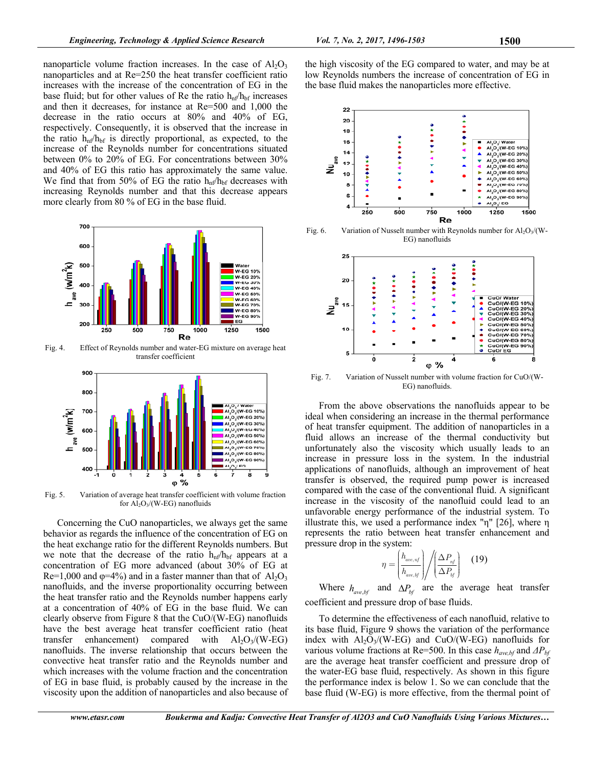nanoparticle volume fraction increases. In the case of $Al_2O_3$ nanoparticles and at Re=250 the heat transfer coefficient ratio increases with the increase of the concentration of EG in the base fluid; but for other values of Re the ratio $h_{nf}/h_{bf}$ increases and then it decreases, for instance at Re=500 and 1,000 the decrease in the ratio occurs at 80% and 40% of EG, respectively. Consequently, it is observed that the increase in the ratio $h_{nf}/h_{bf}$ is directly proportional, as expected, to the increase of the Reynolds number for concentrations situated between 0% to 20% of EG. For concentrations between 30% and 40% of EG this ratio has approximately the same value. We find that from 50% of EG the ratio $h_{nf}/h_{bf}$ decreases with increasing Reynolds number and that this decrease appears more clearly from 80 % of EG in the base fluid.

Fig. 4. Effect of Reynolds number and water-EG mixture on average heat transfer coefficient

Fig. 5. Variation of average heat transfer coefficient with volume fraction for $Al_2O_3$/(W-EG) nanofluids

Concerning the CuO nanoparticles, we always get the same behavior as regards the influence of the concentration of EG on the heat exchange ratio for the different Reynolds numbers. But we note that the decrease of the ratio $h_{nf}/h_{bf}$ appears at a concentration of EG more advanced (about 30% of EG at Re=1,000 and φ=4%) and in a faster manner than that of $Al_2O_3$ nanofluids, and the inverse proportionality occurring between the heat transfer ratio and the Reynolds number happens early at a concentration of 40% of EG in the base fluid. We can clearly observe from Figure 8 that the CuO/(W-EG) nanofluids have the best average heat transfer coefficient ratio (heat transfer enhancement) compared with $Al_2O_3$/(W-EG) nanofluids. The inverse relationship that occurs between the convective heat transfer ratio and the Reynolds number and which increases with the volume fraction and the concentration of EG in base fluid, is probably caused by the increase in the viscosity upon the addition of nanoparticles and also because of the high viscosity of the EG compared to water, and may be at low Reynolds numbers the increase of concentration of EG in the base fluid makes the nanoparticles more effective.

Fig. 6. Variation of Nusselt number with Reynolds number for $Al_2O_3$/(W-EG) nanofluids

Fig. 7. Variation of Nusselt number with volume fraction for CuO/(W-EG) nanofluids.

From the above observations the nanofluids appear to be ideal when considering an increase in the thermal performance of heat transfer equipment. The addition of nanoparticles in a fluid allows an increase of the thermal conductivity but unfortunately also the viscosity which usually leads to an increase in pressure loss in the system. In the industrial applications of nanofluids, although an improvement of heat transfer is observed, the required pump power is increased compared with the case of the conventional fluid. A significant increase in the viscosity of the nanofluid could lead to an unfavorable energy performance of the industrial system. To illustrate this, we used a performance index "η" [26], where η represents the ratio between heat transfer enhancement and pressure drop in the system:

$$\eta = \left(\frac{h_{ave,nf}}{h_{ave,bf}}\right) \Big/ \left(\frac{\Delta P_{nf}}{\Delta P_{bf}}\right) \quad (19)$$

Where $h_{ave,bf}$ and $\Delta P_{bf}$ are the average heat transfer coefficient and pressure drop of base fluids.

To determine the effectiveness of each nanofluid, relative to its base fluid, Figure 9 shows the variation of the performance index with $Al_2O_3$/(W-EG) and CuO/(W-EG) nanofluids for various volume fractions at Re=500. In this case $h_{ave,bf}$ and $\Delta P_{bf}$ are the average heat transfer coefficient and pressure drop of the water-EG base fluid, respectively. As shown in this figure the performance index is below 1. So we can conclude that the base fluid (W-EG) is more effective, from the thermal point of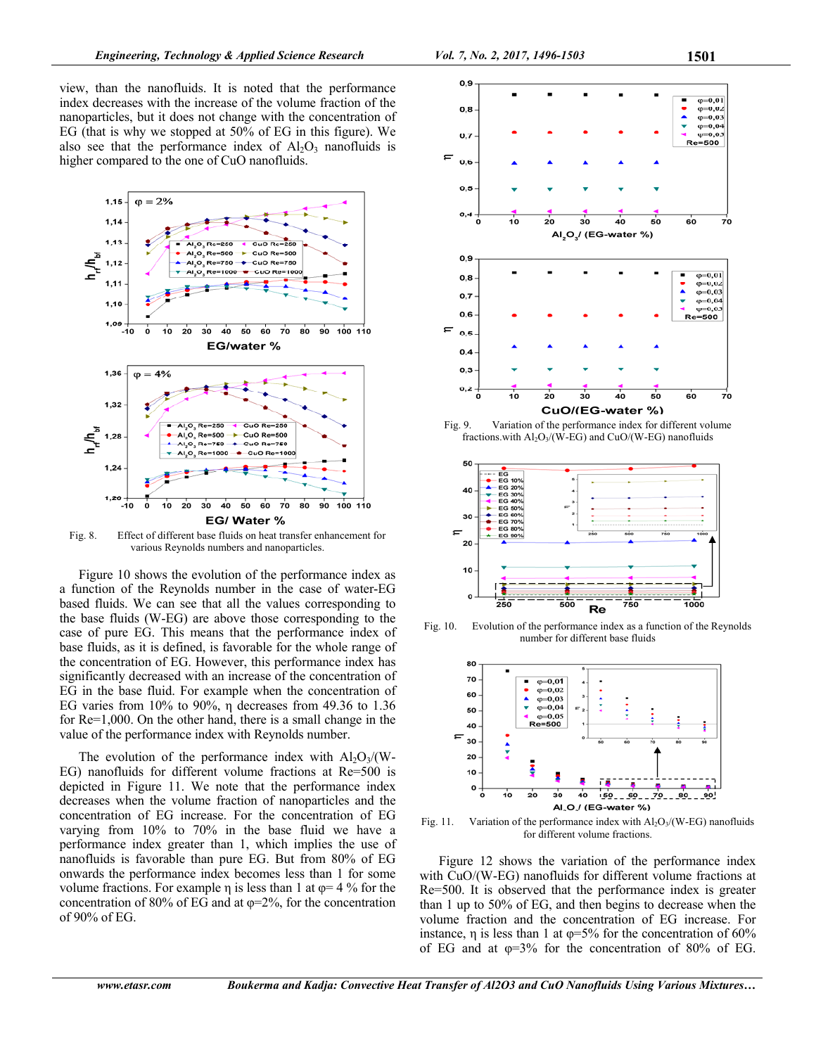view, than the nanofluids. It is noted that the performance index decreases with the increase of the volume fraction of the nanoparticles, but it does not change with the concentration of EG (that is why we stopped at 50% of EG in this figure). We also see that the performance index of $Al_2O_3$ nanofluids is higher compared to the one of CuO nanofluids.

Fig. 8. Effect of different base fluids on heat transfer enhancement for various Reynolds numbers and nanoparticles.

Figure 10 shows the evolution of the performance index as a function of the Reynolds number in the case of water-EG based fluids. We can see that all the values corresponding to the base fluids (W-EG) are above those corresponding to the case of pure EG. This means that the performance index of base fluids, as it is defined, is favorable for the whole range of the concentration of EG. However, this performance index has significantly decreased with an increase of the concentration of EG in the base fluid. For example when the concentration of EG varies from 10% to 90%, η decreases from 49.36 to 1.36 for Re=1,000. On the other hand, there is a small change in the value of the performance index with Reynolds number.

The evolution of the performance index with $Al_2O_3$/(W-EG) nanofluids for different volume fractions at Re=500 is depicted in Figure 11. We note that the performance index decreases when the volume fraction of nanoparticles and the concentration of EG increase. For the concentration of EG varying from 10% to 70% in the base fluid we have a performance index greater than 1, which implies the use of nanofluids is favorable than pure EG. But from 80% of EG onwards the performance index becomes less than 1 for some volume fractions. For example η is less than 1 at φ= 4 % for the concentration of 80% of EG and at φ=2%, for the concentration of 90% of EG.

Fig. 9. Variation of the performance index for different volume fractions.with $Al_2O_3$/(W-EG) and CuO/(W-EG) nanofluids

Fig. 10. Evolution of the performance index as a function of the Reynolds number for different base fluids

Fig. 11. Variation of the performance index with $Al_2O_3$/(W-EG) nanofluids for different volume fractions.

Figure 12 shows the variation of the performance index with CuO/(W-EG) nanofluids for different volume fractions at Re=500. It is observed that the performance index is greater than 1 up to 50% of EG, and then begins to decrease when the volume fraction and the concentration of EG increase. For instance, η is less than 1 at φ=5% for the concentration of 60% of EG and at φ=3% for the concentration of 80% of EG.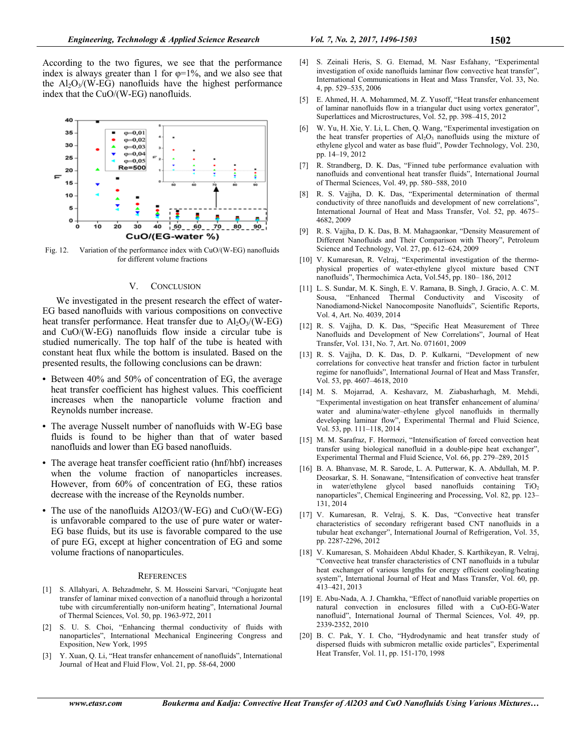According to the two figures, we see that the performance index is always greater than 1 for φ=1%, and we also see that the $Al_2O_3$/(W-EG) nanofluids have the highest performance index that the CuO/(W-EG) nanofluids.

Fig. 12. Variation of the performance index with CuO/(W-EG) nanofluids for different volume fractions

## V. CONCLUSION

We investigated in the present research the effect of water-EG based nanofluids with various compositions on convective heat transfer performance. Heat transfer due to $Al_2O_3$/(W-EG) and CuO/(W-EG) nanofluids flow inside a circular tube is studied numerically. The top half of the tube is heated with constant heat flux while the bottom is insulated. Based on the presented results, the following conclusions can be drawn:

- Between 40% and 50% of concentration of EG, the average heat transfer coefficient has highest values. This coefficient increases when the nanoparticle volume fraction and Reynolds number increase.
- The average Nusselt number of nanofluids with W-EG base fluids is found to be higher than that of water based nanofluids and lower than EG based nanofluids.
- The average heat transfer coefficient ratio (hnf/hbf) increases when the volume fraction of nanoparticles increases. However, from 60% of concentration of EG, these ratios decrease with the increase of the Reynolds number.
- The use of the nanofluids Al2O3/(W-EG) and CuO/(W-EG) is unfavorable compared to the use of pure water or water-EG base fluids, but its use is favorable compared to the use of pure EG, except at higher concentration of EG and some volume fractions of nanoparticules.

## REFERENCES

[1] S. Allahyari, A. Behzadmehr, S. M. Hosseini Sarvari, "Conjugate heat transfer of laminar mixed convection of a nanofluid through a horizontal tube with circumferentially non-uniform heating", International Journal of Thermal Sciences, Vol. 50, pp. 1963-972, 2011

[2] S. U. S. Choi, "Enhancing thermal conductivity of fluids with nanoparticles", International Mechanical Engineering Congress and Exposition, New York, 1995

[3] Y. Xuan, Q. Li, "Heat transfer enhancement of nanofluids", International Journal of Heat and Fluid Flow, Vol. 21, pp. 58-64, 2000

[4] S. Zeinali Heris, S. G. Etemad, M. Nasr Esfahany, "Experimental investigation of oxide nanofluids laminar flow convective heat transfer", International Communications in Heat and Mass Transfer, Vol. 33, No. 4, pp. 529–535, 2006

[5] E. Ahmed, H. A. Mohammed, M. Z. Yusoff, "Heat transfer enhancement of laminar nanofluids flow in a triangular duct using vortex generator", Superlattices and Microstructures, Vol. 52, pp. 398–415, 2012

[6] W. Yu, H. Xie, Y. Li, L. Chen, Q. Wang, "Experimental investigation on the heat transfer properties of $Al_2O_3$ nanofluids using the mixture of ethylene glycol and water as base fluid", Powder Technology, Vol. 230, pp. 14–19, 2012

[7] R. Strandberg, D. K. Das, "Finned tube performance evaluation with nanofluids and conventional heat transfer fluids", International Journal of Thermal Sciences, Vol. 49, pp. 580–588, 2010

[8] R. S. Vajjha, D. K. Das, "Experimental determination of thermal conductivity of three nanofluids and development of new correlations", International Journal of Heat and Mass Transfer, Vol. 52, pp. 4675–4682, 2009

[9] R. S. Vajjha, D. K. Das, B. M. Mahagaonkar, "Density Measurement of Different Nanofluids and Their Comparison with Theory", Petroleum Science and Technology, Vol. 27, pp. 612–624, 2009

[10] V. Kumaresan, R. Velraj, "Experimental investigation of the thermo-physical properties of water-ethylene glycol mixture based CNT nanofluids", Thermochimica Acta, Vol.545, pp. 180– 186, 2012

[11] L. S. Sundar, M. K. Singh, E. V. Ramana, B. Singh, J. Gracio, A. C. M. Sousa, "Enhanced Thermal Conductivity and Viscosity of Nanodiamond-Nickel Nanocomposite Nanofluids", Scientific Reports, Vol. 4, Art. No. 4039, 2014

[12] R. S. Vajjha, D. K. Das, "Specific Heat Measurement of Three Nanofluids and Development of New Correlations", Journal of Heat Transfer, Vol. 131, No. 7, Art. No. 071601, 2009

[13] R. S. Vajjha, D. K. Das, D. P. Kulkarni, "Development of new correlations for convective heat transfer and friction factor in turbulent regime for nanofluids", International Journal of Heat and Mass Transfer, Vol. 53, pp. 4607–4618, 2010

[14] M. S. Mojarrad, A. Keshavarz, M. Ziabasharhagh, M. Mehdi, "Experimental investigation on heat transfer enhancement of alumina/ water and alumina/water–ethylene glycol nanofluids in thermally developing laminar flow", Experimental Thermal and Fluid Science, Vol. 53, pp. 111–118, 2014

[15] M. M. Sarafraz, F. Hormozi, "Intensification of forced convection heat transfer using biological nanofluid in a double-pipe heat exchanger", Experimental Thermal and Fluid Science, Vol. 66, pp. 279–289, 2015

[16] B. A. Bhanvase, M. R. Sarode, L. A. Putterwar, K. A. Abdullah, M. P. Deosarkar, S. H. Sonawane, "Intensification of convective heat transfer in water/ethylene glycol based nanofluids containing $TiO_2$ nanoparticles", Chemical Engineering and Processing, Vol. 82, pp. 123–131, 2014

[17] V. Kumaresan, R. Velraj, S. K. Das, "Convective heat transfer characteristics of secondary refrigerant based CNT nanofluids in a tubular heat exchanger", International Journal of Refrigeration, Vol. 35, pp. 2287-2296, 2012

[18] V. Kumaresan, S. Mohaideen Abdul Khader, S. Karthikeyan, R. Velraj, "Convective heat transfer characteristics of CNT nanofluids in a tubular heat exchanger of various lengths for energy efficient cooling/heating system", International Journal of Heat and Mass Transfer, Vol. 60, pp. 413–421, 2013

[19] E. Abu-Nada, A. J. Chamkha, "Effect of nanofluid variable properties on natural convection in enclosures filled with a CuO-EG-Water nanofluid", International Journal of Thermal Sciences, Vol. 49, pp. 2339-2352, 2010

[20] B. C. Pak, Y. I. Cho, "Hydrodynamic and heat transfer study of dispersed fluids with submicron metallic oxide particles", Experimental Heat Transfer, Vol. 11, pp. 151-170, 1998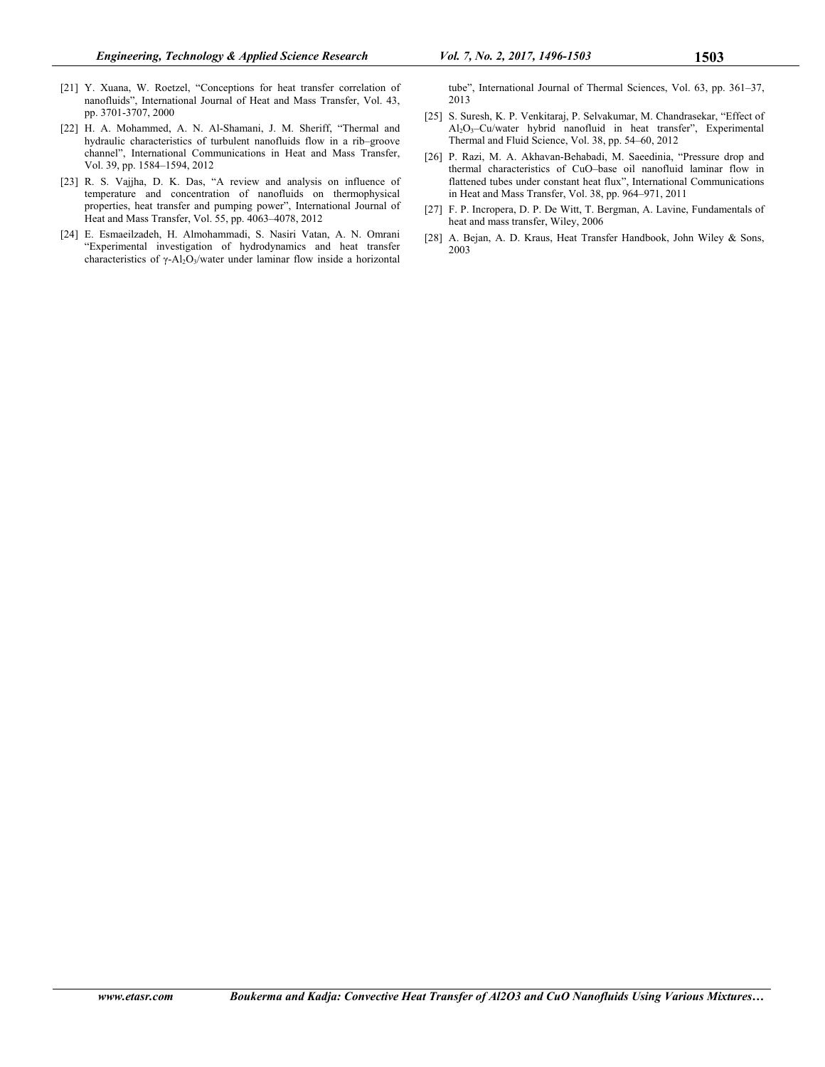[21] Y. Xuana, W. Roetzel, "Conceptions for heat transfer correlation of nanofluids", International Journal of Heat and Mass Transfer, Vol. 43, pp. 3701-3707, 2000

[22] H. A. Mohammed, A. N. Al-Shamani, J. M. Sheriff, "Thermal and hydraulic characteristics of turbulent nanofluids flow in a rib–groove channel", International Communications in Heat and Mass Transfer, Vol. 39, pp. 1584–1594, 2012

[23] R. S. Vajjha, D. K. Das, "A review and analysis on influence of temperature and concentration of nanofluids on thermophysical properties, heat transfer and pumping power", International Journal of Heat and Mass Transfer, Vol. 55, pp. 4063–4078, 2012

[24] E. Esmaeilzadeh, H. Almohammadi, S. Nasiri Vatan, A. N. Omrani "Experimental investigation of hydrodynamics and heat transfer characteristics of γ-$Al_2O_3$/water under laminar flow inside a horizontal tube", International Journal of Thermal Sciences, Vol. 63, pp. 361–37, 2013

[25] S. Suresh, K. P. Venkitaraj, P. Selvakumar, M. Chandrasekar, "Effect of $Al_2O_3$–Cu/water hybrid nanofluid in heat transfer", Experimental Thermal and Fluid Science, Vol. 38, pp. 54–60, 2012

[26] P. Razi, M. A. Akhavan-Behabadi, M. Saeedinia, "Pressure drop and thermal characteristics of CuO–base oil nanofluid laminar flow in flattened tubes under constant heat flux", International Communications in Heat and Mass Transfer, Vol. 38, pp. 964–971, 2011

[27] F. P. Incropera, D. P. De Witt, T. Bergman, A. Lavine, Fundamentals of heat and mass transfer, Wiley, 2006

[28] A. Bejan, A. D. Kraus, Heat Transfer Handbook, John Wiley & Sons, 2003